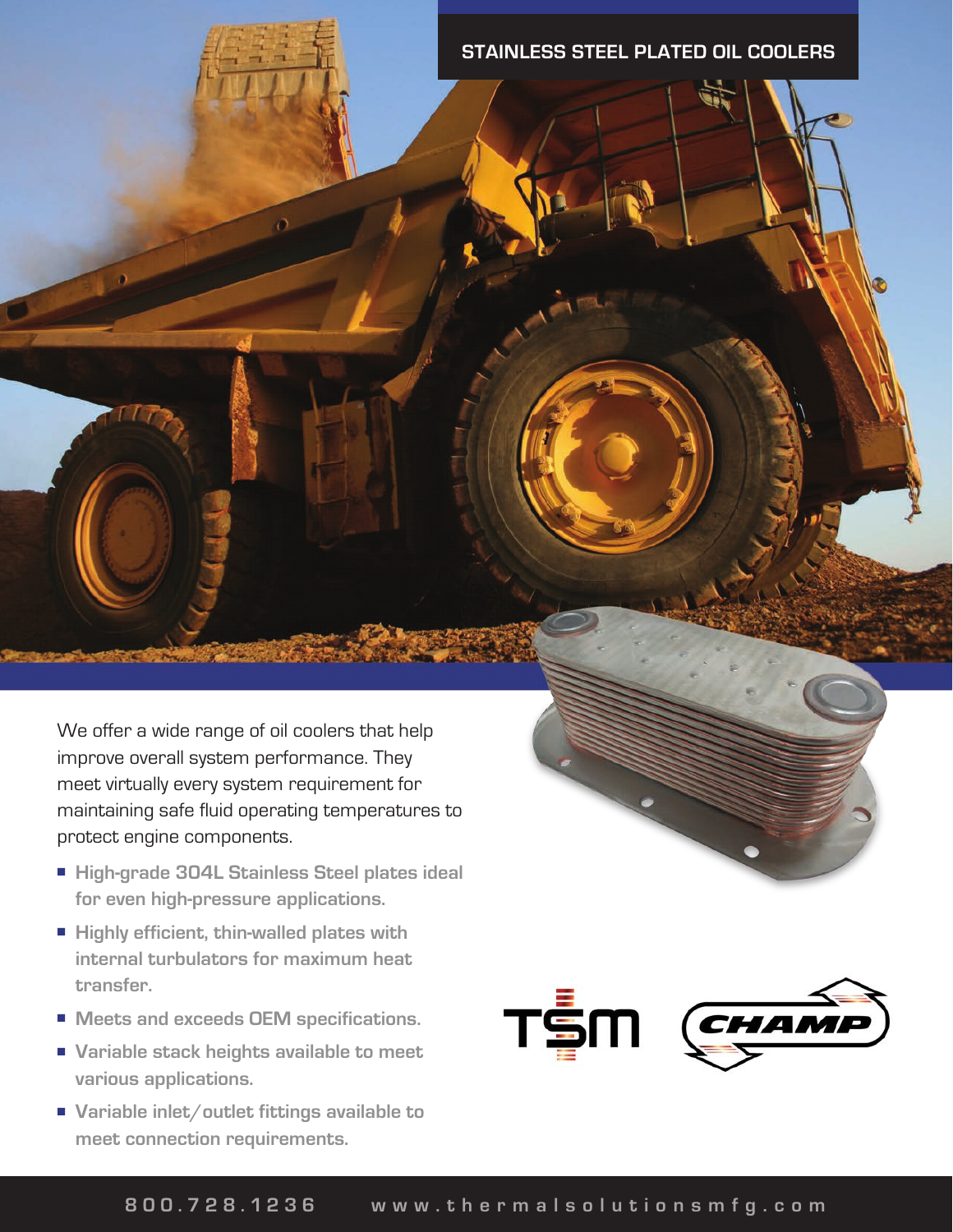# STAINLESS STEEL PLATED OIL COOLERS

We offer a wide range of oil coolers that help improve overall system performance. They meet virtually every system requirement for maintaining safe fluid operating temperatures to protect engine components.

- **High-grade 304L Stainless Steel plates ideal for even high-pressure applications.**
- **Highly efficient, thin-walled plates with internal turbulators for maximum heat transfer.**
- **Meets and exceeds OEM specifications.**
- **Variable stack heights available to meet various applications.**
- **Variable inlet/outlet fittings available to meet connection requirements.**

TSM CHAMP

800.728.1236 www.thermalsolutionsmfg.com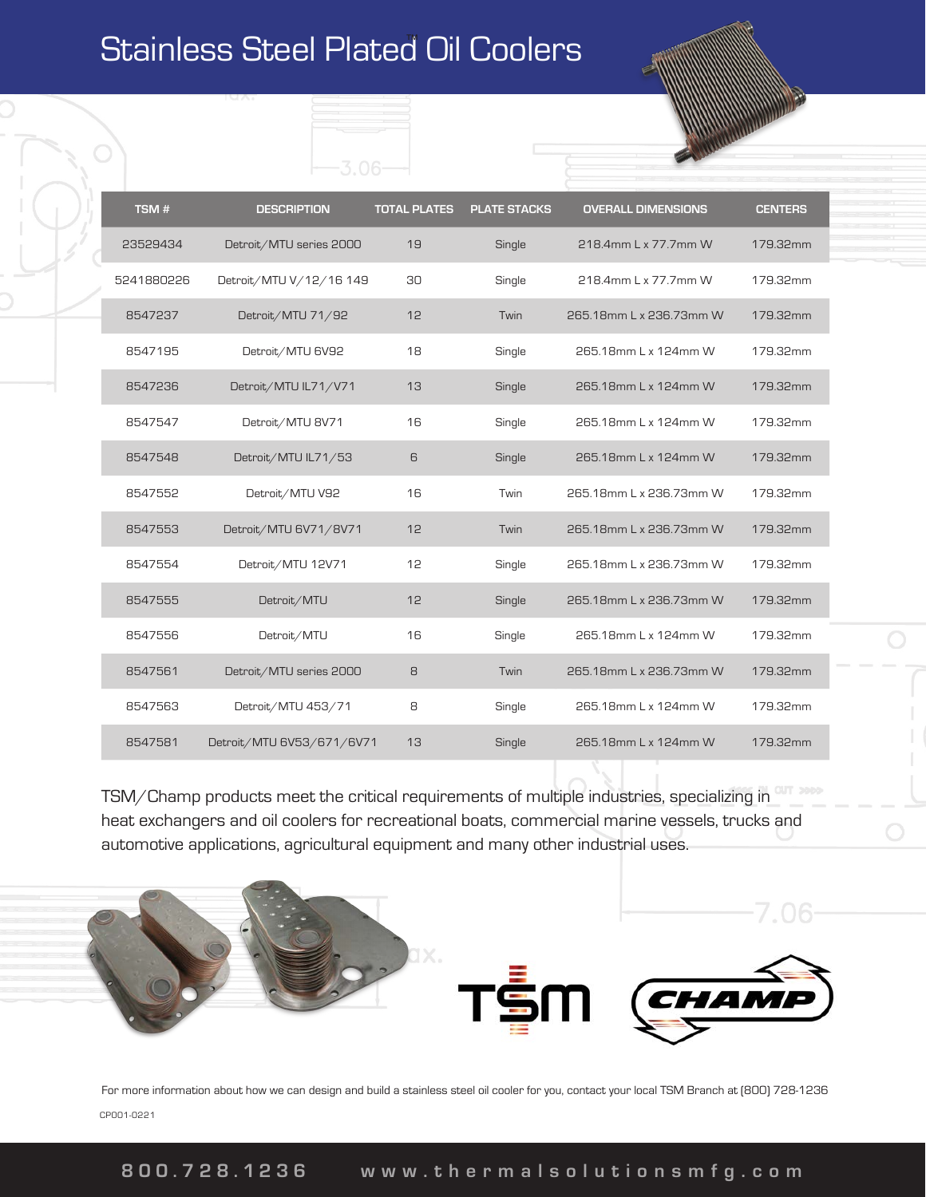# Stainless Steel Plated™ Oil Coolers

| TSM # | DESCRIPTION | TOTAL PLATES | PLATE STACKS | OVERALL DIMENSIONS | CENTERS |
|---|---|---|---|---|---|
| 23529434 | Detroit/MTU series 2000 | 19 | Single | 218.4mm L x 77.7mm W | 179.32mm |
| 5241880226 | Detroit/MTU V/12/16 149 | 30 | Single | 218.4mm L x 77.7mm W | 179.32mm |
| 8547237 | Detroit/MTU 71/92 | 12 | Twin | 265.18mm L x 236.73mm W | 179.32mm |
| 8547195 | Detroit/MTU 6V92 | 18 | Single | 265.18mm L x 124mm W | 179.32mm |
| 8547236 | Detroit/MTU IL71/V71 | 13 | Single | 265.18mm L x 124mm W | 179.32mm |
| 8547547 | Detroit/MTU 8V71 | 16 | Single | 265.18mm L x 124mm W | 179.32mm |
| 8547548 | Detroit/MTU IL71/53 | 6 | Single | 265.18mm L x 124mm W | 179.32mm |
| 8547552 | Detroit/MTU V92 | 16 | Twin | 265.18mm L x 236.73mm W | 179.32mm |
| 8547553 | Detroit/MTU 6V71/8V71 | 12 | Twin | 265.18mm L x 236.73mm W | 179.32mm |
| 8547554 | Detroit/MTU 12V71 | 12 | Single | 265.18mm L x 236.73mm W | 179.32mm |
| 8547555 | Detroit/MTU | 12 | Single | 265.18mm L x 236.73mm W | 179.32mm |
| 8547556 | Detroit/MTU | 16 | Single | 265.18mm L x 124mm W | 179.32mm |
| 8547561 | Detroit/MTU series 2000 | 8 | Twin | 265.18mm L x 236.73mm W | 179.32mm |
| 8547563 | Detroit/MTU 453/71 | 8 | Single | 265.18mm L x 124mm W | 179.32mm |
| 8547581 | Detroit/MTU 6V53/671/6V71 | 13 | Single | 265.18mm L x 124mm W | 179.32mm |

TSM/Champ products meet the critical requirements of multiple industries, specializing in heat exchangers and oil coolers for recreational boats, commercial marine vessels, trucks and automotive applications, agricultural equipment and many other industrial uses.

For more information about how we can design and build a stainless steel oil cooler for you, contact your local TSM Branch at (800) 728-1236

CP001-0221

800.728.1236 www.thermalsolutionsmfg.com